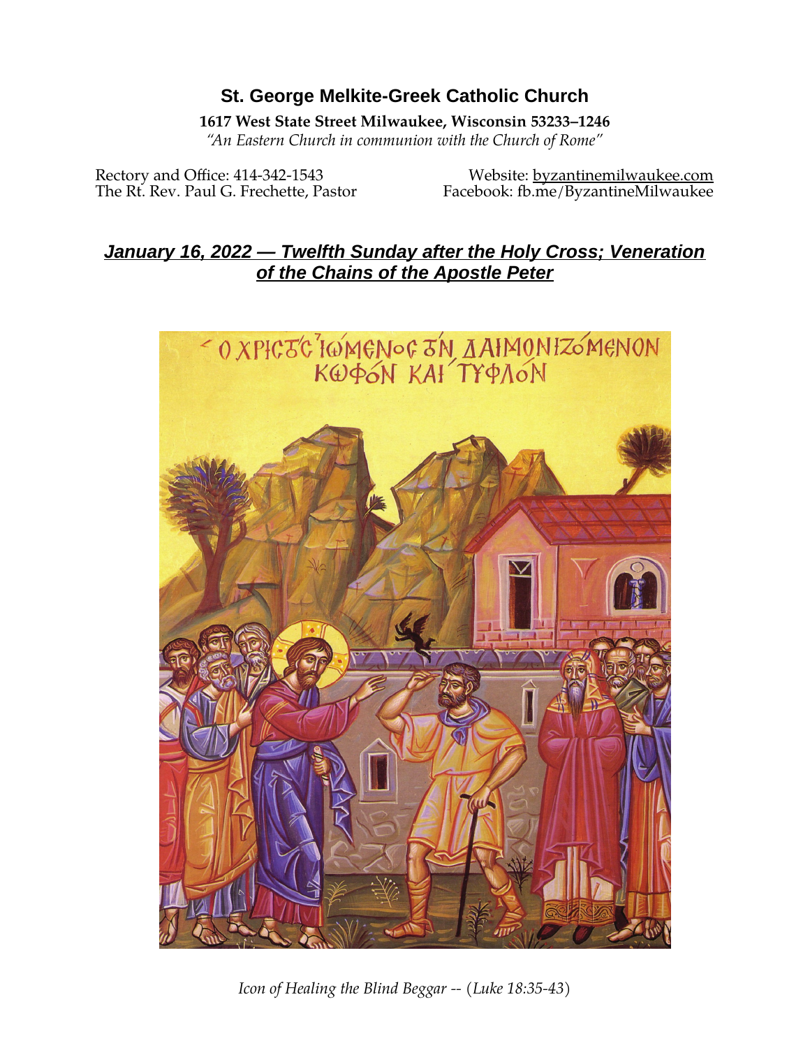# St. George Melkite-Greek Catholic Church

**1617 West State Street Milwaukee, Wisconsin 53233–1246**

*"An Eastern Church in communion with the Church of Rome"*

Rectory and Office: 414-342-1543
The Rt. Rev. Paul G. Frechette, Pastor

Website: byzantinemilwaukee.com
Facebook: fb.me/ByzantineMilwaukee

## *January 16, 2022 — Twelfth Sunday after the Holy Cross; Veneration of the Chains of the Apostle Peter*

*Icon of Healing the Blind Beggar -- (Luke 18:35-43)*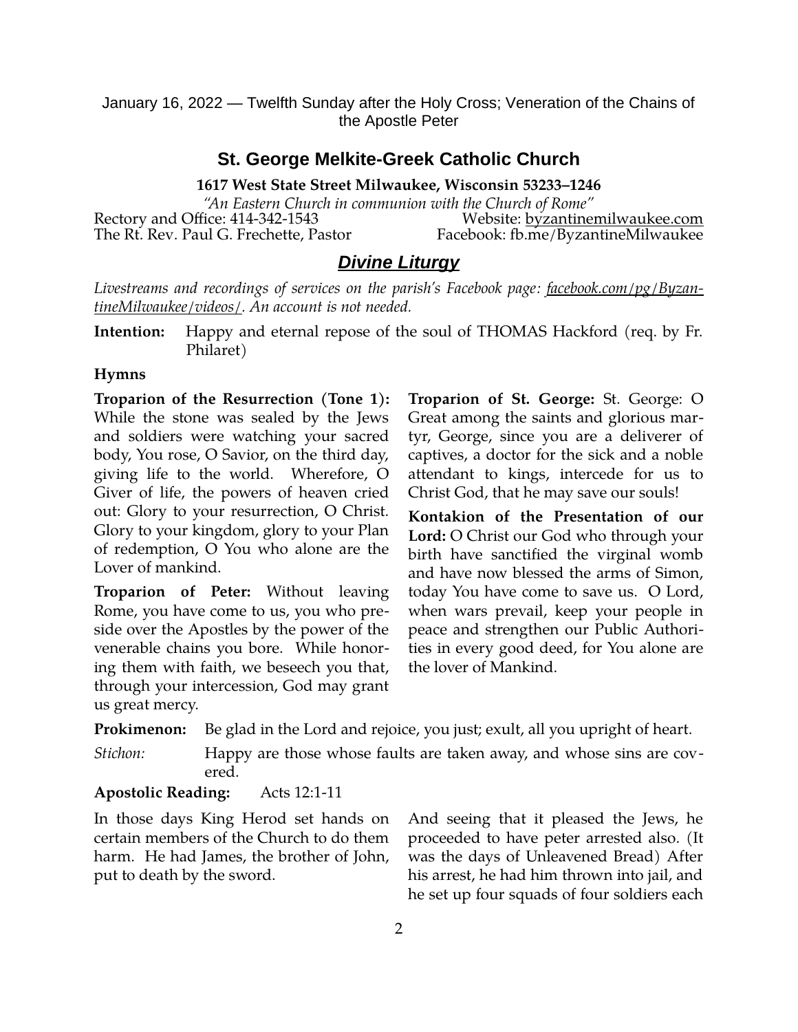January 16, 2022 — Twelfth Sunday after the Holy Cross; Veneration of the Chains of the Apostle Peter

## St. George Melkite-Greek Catholic Church

**1617 West State Street Milwaukee, Wisconsin 53233–1246**

*"An Eastern Church in communion with the Church of Rome"*

Rectory and Office: 414-342-1543
Website: byzantinemilwaukee.com
The Rt. Rev. Paul G. Frechette, Pastor
Facebook: fb.me/ByzantineMilwaukee

## ***Divine Liturgy***

*Livestreams and recordings of services on the parish's Facebook page: facebook.com/pg/ByzantineMilwaukee/videos/. An account is not needed.*

**Intention:** Happy and eternal repose of the soul of THOMAS Hackford (req. by Fr. Philaret)

**Hymns**

**Troparion of the Resurrection (Tone 1):** While the stone was sealed by the Jews and soldiers were watching your sacred body, You rose, O Savior, on the third day, giving life to the world. Wherefore, O Giver of life, the powers of heaven cried out: Glory to your resurrection, O Christ. Glory to your kingdom, glory to your Plan of redemption, O You who alone are the Lover of mankind.

**Troparion of Peter:** Without leaving Rome, you have come to us, you who preside over the Apostles by the power of the venerable chains you bore. While honoring them with faith, we beseech you that, through your intercession, God may grant us great mercy.

**Troparion of St. George:** St. George: O Great among the saints and glorious martyr, George, since you are a deliverer of captives, a doctor for the sick and a noble attendant to kings, intercede for us to Christ God, that he may save our souls!

**Kontakion of the Presentation of our Lord:** O Christ our God who through your birth have sanctified the virginal womb and have now blessed the arms of Simon, today You have come to save us. O Lord, when wars prevail, keep your people in peace and strengthen our Public Authorities in every good deed, for You alone are the lover of Mankind.

**Prokimenon:** Be glad in the Lord and rejoice, you just; exult, all you upright of heart.

*Stichon:* Happy are those whose faults are taken away, and whose sins are covered.

**Apostolic Reading:** Acts 12:1-11

In those days King Herod set hands on certain members of the Church to do them harm. He had James, the brother of John, put to death by the sword.

And seeing that it pleased the Jews, he proceeded to have peter arrested also. (It was the days of Unleavened Bread) After his arrest, he had him thrown into jail, and he set up four squads of four soldiers each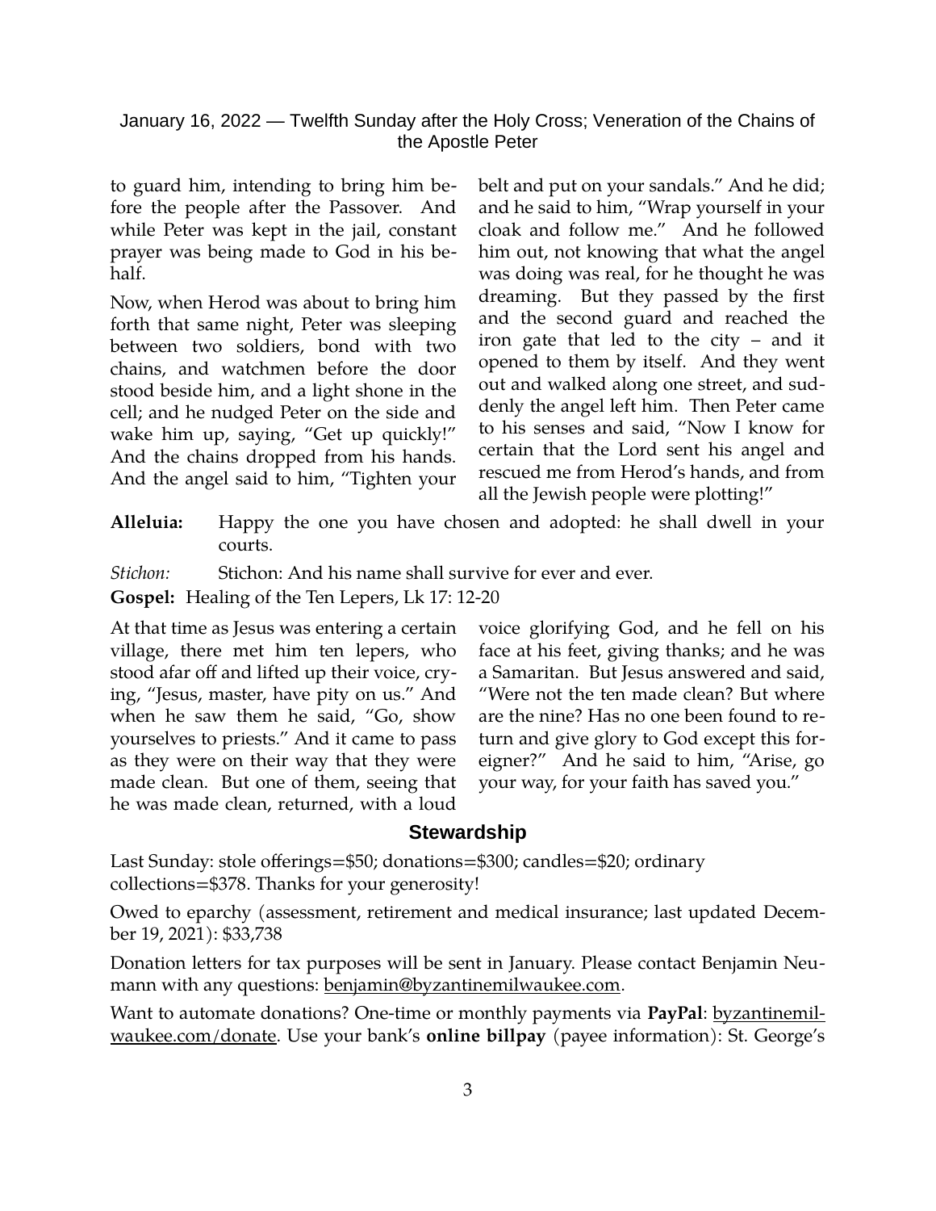to guard him, intending to bring him before the people after the Passover. And while Peter was kept in the jail, constant prayer was being made to God in his behalf.

Now, when Herod was about to bring him forth that same night, Peter was sleeping between two soldiers, bond with two chains, and watchmen before the door stood beside him, and a light shone in the cell; and he nudged Peter on the side and wake him up, saying, "Get up quickly!" And the chains dropped from his hands. And the angel said to him, "Tighten your belt and put on your sandals." And he did; and he said to him, "Wrap yourself in your cloak and follow me." And he followed him out, not knowing that what the angel was doing was real, for he thought he was dreaming. But they passed by the first and the second guard and reached the iron gate that led to the city – and it opened to them by itself. And they went out and walked along one street, and suddenly the angel left him. Then Peter came to his senses and said, "Now I know for certain that the Lord sent his angel and rescued me from Herod's hands, and from all the Jewish people were plotting!"

**Alleluia:** Happy the one you have chosen and adopted: he shall dwell in your courts.

*Stichon:* Stichon: And his name shall survive for ever and ever.

**Gospel:** Healing of the Ten Lepers, Lk 17: 12-20

At that time as Jesus was entering a certain village, there met him ten lepers, who stood afar off and lifted up their voice, crying, "Jesus, master, have pity on us." And when he saw them he said, "Go, show yourselves to priests." And it came to pass as they were on their way that they were made clean. But one of them, seeing that he was made clean, returned, with a loud voice glorifying God, and he fell on his face at his feet, giving thanks; and he was a Samaritan. But Jesus answered and said, "Were not the ten made clean? But where are the nine? Has no one been found to return and give glory to God except this foreigner?" And he said to him, "Arise, go your way, for your faith has saved you."

## Stewardship

Last Sunday: stole offerings=$50; donations=$300; candles=$20; ordinary collections=$378. Thanks for your generosity!

Owed to eparchy (assessment, retirement and medical insurance; last updated December 19, 2021): $33,738

Donation letters for tax purposes will be sent in January. Please contact Benjamin Neumann with any questions: benjamin@byzantinemilwaukee.com.

Want to automate donations? One-time or monthly payments via **PayPal**: byzantinemilwaukee.com/donate. Use your bank's **online billpay** (payee information): St. George's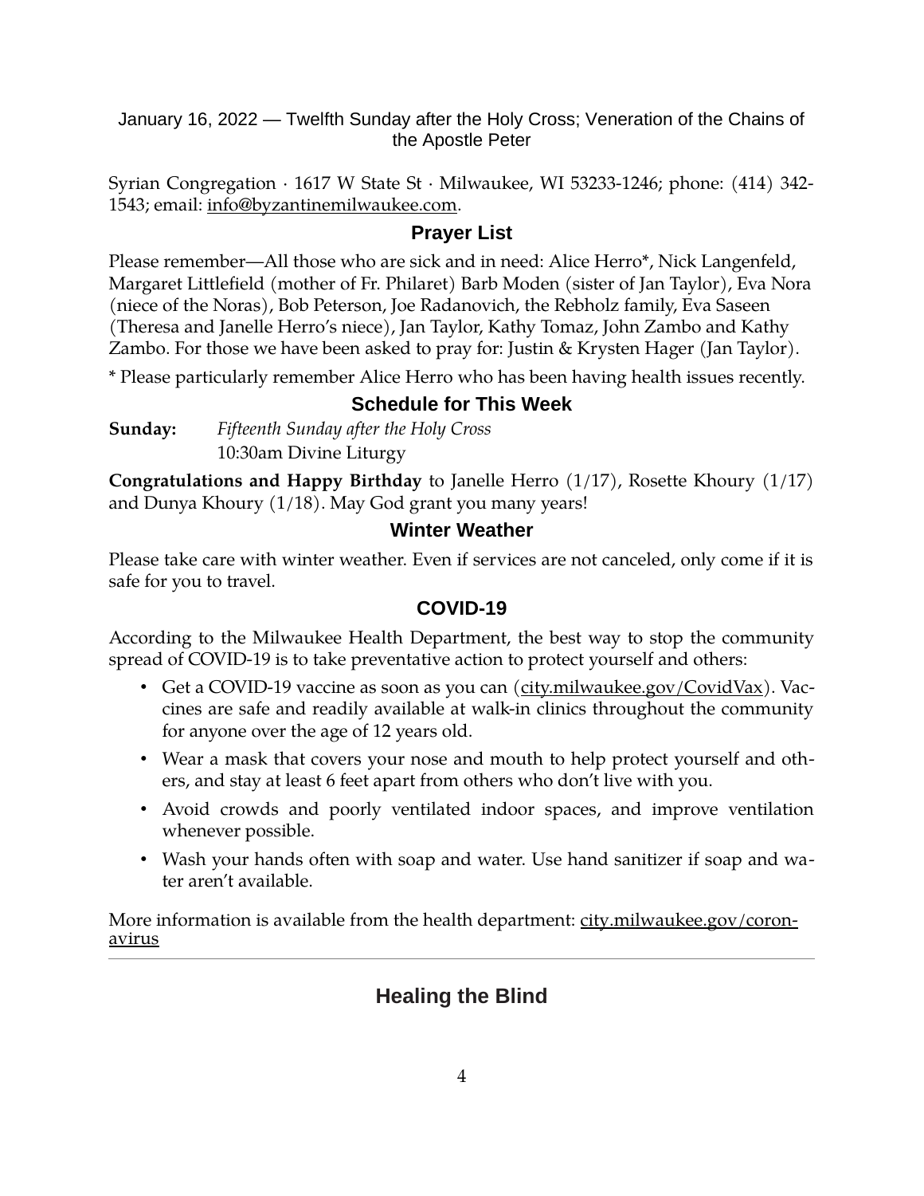January 16, 2022 — Twelfth Sunday after the Holy Cross; Veneration of the Chains of the Apostle Peter

Syrian Congregation · 1617 W State St · Milwaukee, WI 53233-1246; phone: (414) 342-1543; email: info@byzantinemilwaukee.com.

## Prayer List

Please remember—All those who are sick and in need: Alice Herro*, Nick Langenfeld, Margaret Littlefield (mother of Fr. Philaret) Barb Moden (sister of Jan Taylor), Eva Nora (niece of the Noras), Bob Peterson, Joe Radanovich, the Rebholz family, Eva Saseen (Theresa and Janelle Herro's niece), Jan Taylor, Kathy Tomaz, John Zambo and Kathy Zambo. For those we have been asked to pray for: Justin & Krysten Hager (Jan Taylor).

* Please particularly remember Alice Herro who has been having health issues recently.

## Schedule for This Week

**Sunday:** *Fifteenth Sunday after the Holy Cross*
10:30am Divine Liturgy

**Congratulations and Happy Birthday** to Janelle Herro (1/17), Rosette Khoury (1/17) and Dunya Khoury (1/18). May God grant you many years!

## Winter Weather

Please take care with winter weather. Even if services are not canceled, only come if it is safe for you to travel.

## COVID-19

According to the Milwaukee Health Department, the best way to stop the community spread of COVID-19 is to take preventative action to protect yourself and others:

- Get a COVID-19 vaccine as soon as you can (city.milwaukee.gov/CovidVax). Vaccines are safe and readily available at walk-in clinics throughout the community for anyone over the age of 12 years old.
- Wear a mask that covers your nose and mouth to help protect yourself and others, and stay at least 6 feet apart from others who don't live with you.
- Avoid crowds and poorly ventilated indoor spaces, and improve ventilation whenever possible.
- Wash your hands often with soap and water. Use hand sanitizer if soap and water aren't available.

More information is available from the health department: city.milwaukee.gov/coronavirus

---

## Healing the Blind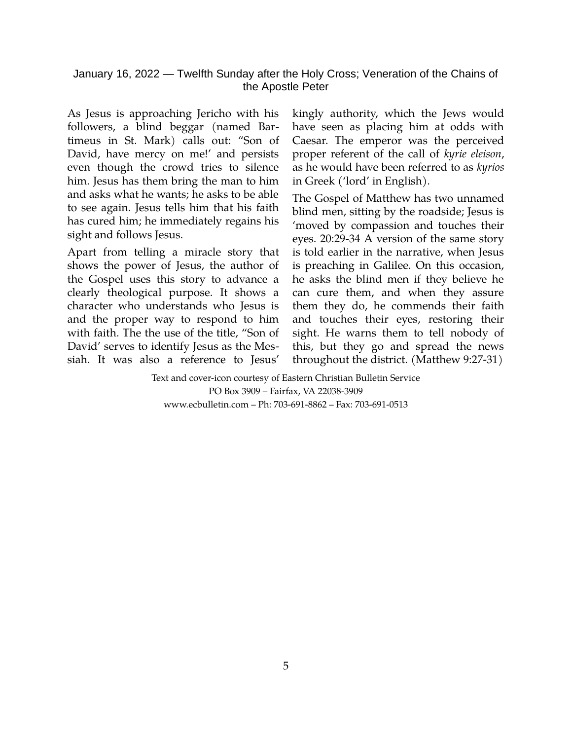January 16, 2022 — Twelfth Sunday after the Holy Cross; Veneration of the Chains of the Apostle Peter

As Jesus is approaching Jericho with his followers, a blind beggar (named Bartimeus in St. Mark) calls out: "Son of David, have mercy on me!' and persists even though the crowd tries to silence him. Jesus has them bring the man to him and asks what he wants; he asks to be able to see again. Jesus tells him that his faith has cured him; he immediately regains his sight and follows Jesus.

Apart from telling a miracle story that shows the power of Jesus, the author of the Gospel uses this story to advance a clearly theological purpose. It shows a character who understands who Jesus is and the proper way to respond to him with faith. The the use of the title, "Son of David' serves to identify Jesus as the Messiah. It was also a reference to Jesus' kingly authority, which the Jews would have seen as placing him at odds with Caesar. The emperor was the perceived proper referent of the call of *kyrie eleison*, as he would have been referred to as *kyrios* in Greek ('lord' in English).

The Gospel of Matthew has two unnamed blind men, sitting by the roadside; Jesus is 'moved by compassion and touches their eyes. 20:29-34 A version of the same story is told earlier in the narrative, when Jesus is preaching in Galilee. On this occasion, he asks the blind men if they believe he can cure them, and when they assure them they do, he commends their faith and touches their eyes, restoring their sight. He warns them to tell nobody of this, but they go and spread the news throughout the district. (Matthew 9:27-31)

Text and cover-icon courtesy of Eastern Christian Bulletin Service
PO Box 3909 – Fairfax, VA 22038-3909
www.ecbulletin.com – Ph: 703-691-8862 – Fax: 703-691-0513